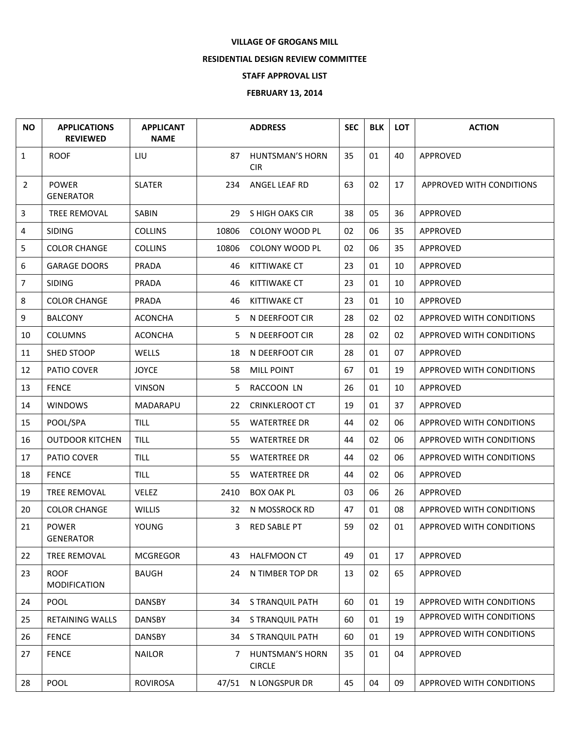**VILLAGE OF GROGANS MILL**

**RESIDENTIAL DESIGN REVIEW COMMITTEE**

**STAFF APPROVAL LIST**

**FEBRUARY 13, 2014**

| NO | APPLICATIONS REVIEWED | APPLICANT NAME | ADDRESS | | SEC | BLK | LOT | ACTION |
|---|---|---|---|---|---|---|---|---|
| 1 | ROOF | LIU | 87 | HUNTSMAN'S HORN CIR | 35 | 01 | 40 | APPROVED |
| 2 | POWER GENERATOR | SLATER | 234 | ANGEL LEAF RD | 63 | 02 | 17 | APPROVED WITH CONDITIONS |
| 3 | TREE REMOVAL | SABIN | 29 | S HIGH OAKS CIR | 38 | 05 | 36 | APPROVED |
| 4 | SIDING | COLLINS | 10806 | COLONY WOOD PL | 02 | 06 | 35 | APPROVED |
| 5 | COLOR CHANGE | COLLINS | 10806 | COLONY WOOD PL | 02 | 06 | 35 | APPROVED |
| 6 | GARAGE DOORS | PRADA | 46 | KITTIWAKE CT | 23 | 01 | 10 | APPROVED |
| 7 | SIDING | PRADA | 46 | KITTIWAKE CT | 23 | 01 | 10 | APPROVED |
| 8 | COLOR CHANGE | PRADA | 46 | KITTIWAKE CT | 23 | 01 | 10 | APPROVED |
| 9 | BALCONY | ACONCHA | 5 | N DEERFOOT CIR | 28 | 02 | 02 | APPROVED WITH CONDITIONS |
| 10 | COLUMNS | ACONCHA | 5 | N DEERFOOT CIR | 28 | 02 | 02 | APPROVED WITH CONDITIONS |
| 11 | SHED STOOP | WELLS | 18 | N DEERFOOT CIR | 28 | 01 | 07 | APPROVED |
| 12 | PATIO COVER | JOYCE | 58 | MILL POINT | 67 | 01 | 19 | APPROVED WITH CONDITIONS |
| 13 | FENCE | VINSON | 5 | RACCOON LN | 26 | 01 | 10 | APPROVED |
| 14 | WINDOWS | MADARAPU | 22 | CRINKLEROOT CT | 19 | 01 | 37 | APPROVED |
| 15 | POOL/SPA | TILL | 55 | WATERTREE DR | 44 | 02 | 06 | APPROVED WITH CONDITIONS |
| 16 | OUTDOOR KITCHEN | TILL | 55 | WATERTREE DR | 44 | 02 | 06 | APPROVED WITH CONDITIONS |
| 17 | PATIO COVER | TILL | 55 | WATERTREE DR | 44 | 02 | 06 | APPROVED WITH CONDITIONS |
| 18 | FENCE | TILL | 55 | WATERTREE DR | 44 | 02 | 06 | APPROVED |
| 19 | TREE REMOVAL | VELEZ | 2410 | BOX OAK PL | 03 | 06 | 26 | APPROVED |
| 20 | COLOR CHANGE | WILLIS | 32 | N MOSSROCK RD | 47 | 01 | 08 | APPROVED WITH CONDITIONS |
| 21 | POWER GENERATOR | YOUNG | 3 | RED SABLE PT | 59 | 02 | 01 | APPROVED WITH CONDITIONS |
| 22 | TREE REMOVAL | MCGREGOR | 43 | HALFMOON CT | 49 | 01 | 17 | APPROVED |
| 23 | ROOF MODIFICATION | BAUGH | 24 | N TIMBER TOP DR | 13 | 02 | 65 | APPROVED |
| 24 | POOL | DANSBY | 34 | S TRANQUIL PATH | 60 | 01 | 19 | APPROVED WITH CONDITIONS |
| 25 | RETAINING WALLS | DANSBY | 34 | S TRANQUIL PATH | 60 | 01 | 19 | APPROVED WITH CONDITIONS |
| 26 | FENCE | DANSBY | 34 | S TRANQUIL PATH | 60 | 01 | 19 | APPROVED WITH CONDITIONS |
| 27 | FENCE | NAILOR | 7 | HUNTSMAN'S HORN CIRCLE | 35 | 01 | 04 | APPROVED |
| 28 | POOL | ROVIROSA | 47/51 | N LONGSPUR DR | 45 | 04 | 09 | APPROVED WITH CONDITIONS |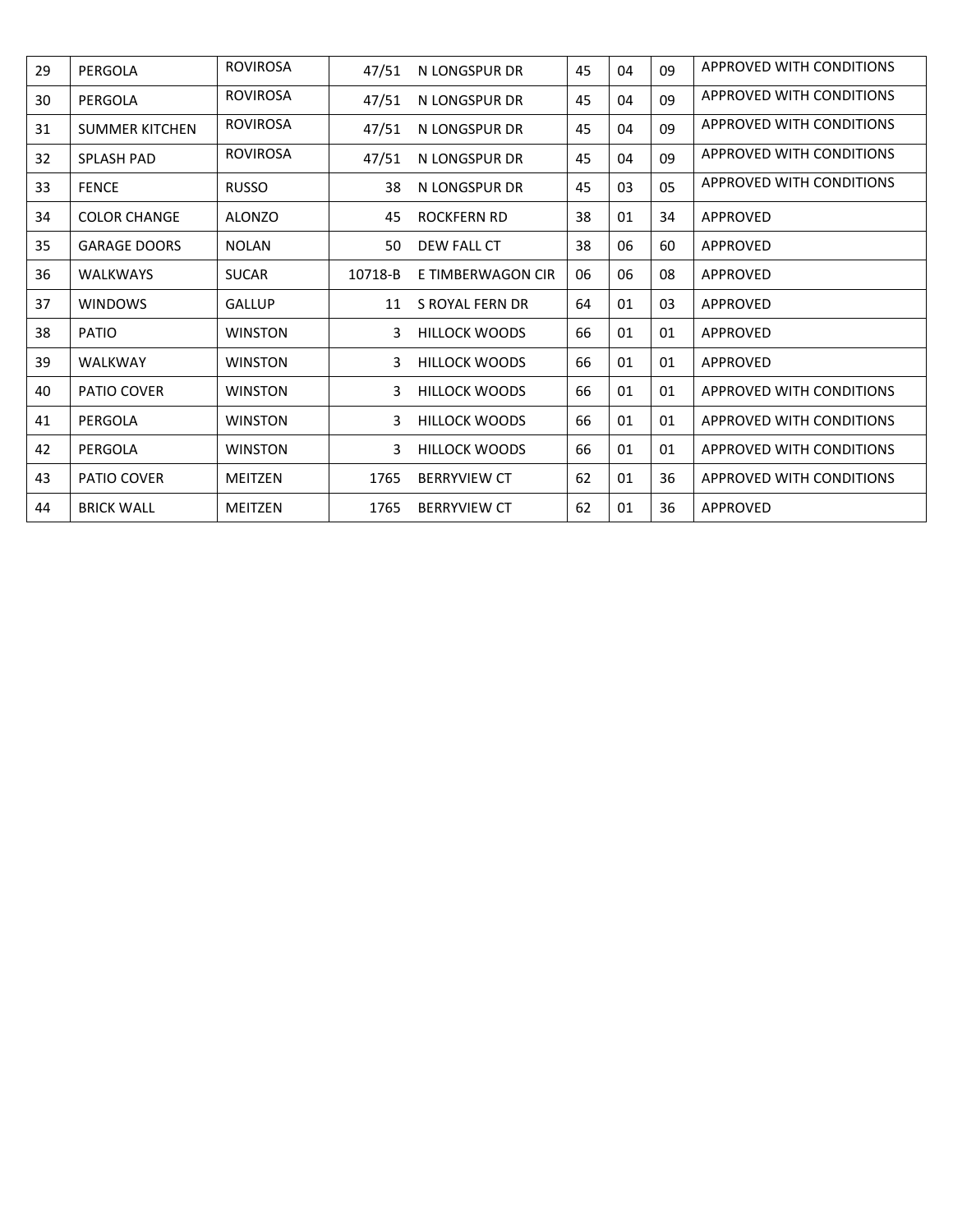| | | | | | | | | |
|---|---|---|---|---|---|---|---|---|
| 29 | PERGOLA | ROVIROSA | 47/51 | N LONGSPUR DR | 45 | 04 | 09 | APPROVED WITH CONDITIONS |
| 30 | PERGOLA | ROVIROSA | 47/51 | N LONGSPUR DR | 45 | 04 | 09 | APPROVED WITH CONDITIONS |
| 31 | SUMMER KITCHEN | ROVIROSA | 47/51 | N LONGSPUR DR | 45 | 04 | 09 | APPROVED WITH CONDITIONS |
| 32 | SPLASH PAD | ROVIROSA | 47/51 | N LONGSPUR DR | 45 | 04 | 09 | APPROVED WITH CONDITIONS |
| 33 | FENCE | RUSSO | 38 | N LONGSPUR DR | 45 | 03 | 05 | APPROVED WITH CONDITIONS |
| 34 | COLOR CHANGE | ALONZO | 45 | ROCKFERN RD | 38 | 01 | 34 | APPROVED |
| 35 | GARAGE DOORS | NOLAN | 50 | DEW FALL CT | 38 | 06 | 60 | APPROVED |
| 36 | WALKWAYS | SUCAR | 10718-B | E TIMBERWAGON CIR | 06 | 06 | 08 | APPROVED |
| 37 | WINDOWS | GALLUP | 11 | S ROYAL FERN DR | 64 | 01 | 03 | APPROVED |
| 38 | PATIO | WINSTON | 3 | HILLOCK WOODS | 66 | 01 | 01 | APPROVED |
| 39 | WALKWAY | WINSTON | 3 | HILLOCK WOODS | 66 | 01 | 01 | APPROVED |
| 40 | PATIO COVER | WINSTON | 3 | HILLOCK WOODS | 66 | 01 | 01 | APPROVED WITH CONDITIONS |
| 41 | PERGOLA | WINSTON | 3 | HILLOCK WOODS | 66 | 01 | 01 | APPROVED WITH CONDITIONS |
| 42 | PERGOLA | WINSTON | 3 | HILLOCK WOODS | 66 | 01 | 01 | APPROVED WITH CONDITIONS |
| 43 | PATIO COVER | MEITZEN | 1765 | BERRYVIEW CT | 62 | 01 | 36 | APPROVED WITH CONDITIONS |
| 44 | BRICK WALL | MEITZEN | 1765 | BERRYVIEW CT | 62 | 01 | 36 | APPROVED |